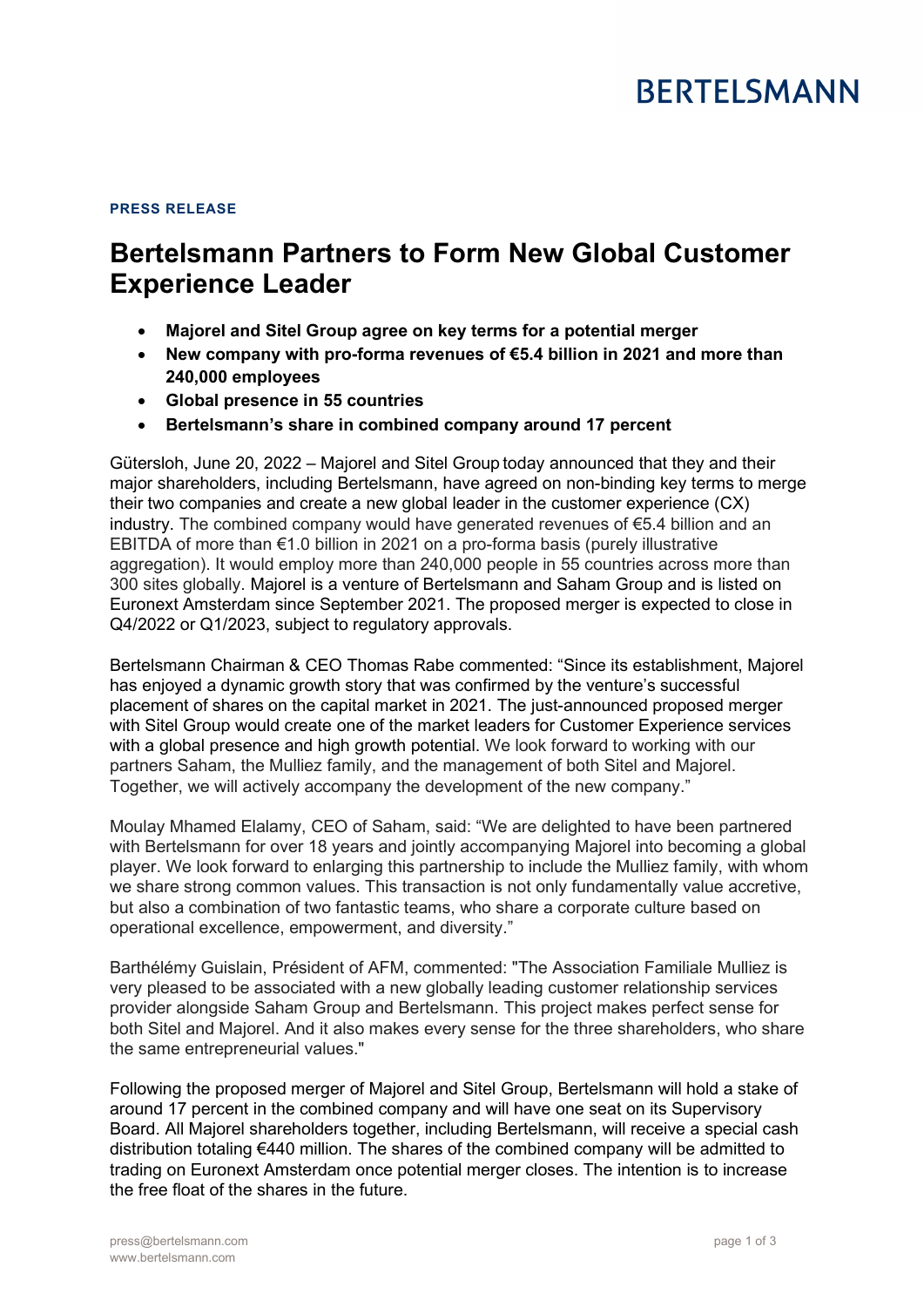**PRESS RELEASE**

# Bertelsmann Partners to Form New Global Customer Experience Leader

- **Majorel and Sitel Group agree on key terms for a potential merger**
- **New company with pro-forma revenues of €5.4 billion in 2021 and more than 240,000 employees**
- **Global presence in 55 countries**
- **Bertelsmann's share in combined company around 17 percent**

Gütersloh, June 20, 2022 – Majorel and Sitel Group today announced that they and their major shareholders, including Bertelsmann, have agreed on non-binding key terms to merge their two companies and create a new global leader in the customer experience (CX) industry. The combined company would have generated revenues of €5.4 billion and an EBITDA of more than €1.0 billion in 2021 on a pro-forma basis (purely illustrative aggregation). It would employ more than 240,000 people in 55 countries across more than 300 sites globally. Majorel is a venture of Bertelsmann and Saham Group and is listed on Euronext Amsterdam since September 2021. The proposed merger is expected to close in Q4/2022 or Q1/2023, subject to regulatory approvals.

Bertelsmann Chairman & CEO Thomas Rabe commented: "Since its establishment, Majorel has enjoyed a dynamic growth story that was confirmed by the venture's successful placement of shares on the capital market in 2021. The just-announced proposed merger with Sitel Group would create one of the market leaders for Customer Experience services with a global presence and high growth potential. We look forward to working with our partners Saham, the Mulliez family, and the management of both Sitel and Majorel. Together, we will actively accompany the development of the new company."

Moulay Mhamed Elalamy, CEO of Saham, said: "We are delighted to have been partnered with Bertelsmann for over 18 years and jointly accompanying Majorel into becoming a global player. We look forward to enlarging this partnership to include the Mulliez family, with whom we share strong common values. This transaction is not only fundamentally value accretive, but also a combination of two fantastic teams, who share a corporate culture based on operational excellence, empowerment, and diversity."

Barthélémy Guislain, Président of AFM, commented: "The Association Familiale Mulliez is very pleased to be associated with a new globally leading customer relationship services provider alongside Saham Group and Bertelsmann. This project makes perfect sense for both Sitel and Majorel. And it also makes every sense for the three shareholders, who share the same entrepreneurial values."

Following the proposed merger of Majorel and Sitel Group, Bertelsmann will hold a stake of around 17 percent in the combined company and will have one seat on its Supervisory Board. All Majorel shareholders together, including Bertelsmann, will receive a special cash distribution totaling €440 million. The shares of the combined company will be admitted to trading on Euronext Amsterdam once potential merger closes. The intention is to increase the free float of the shares in the future.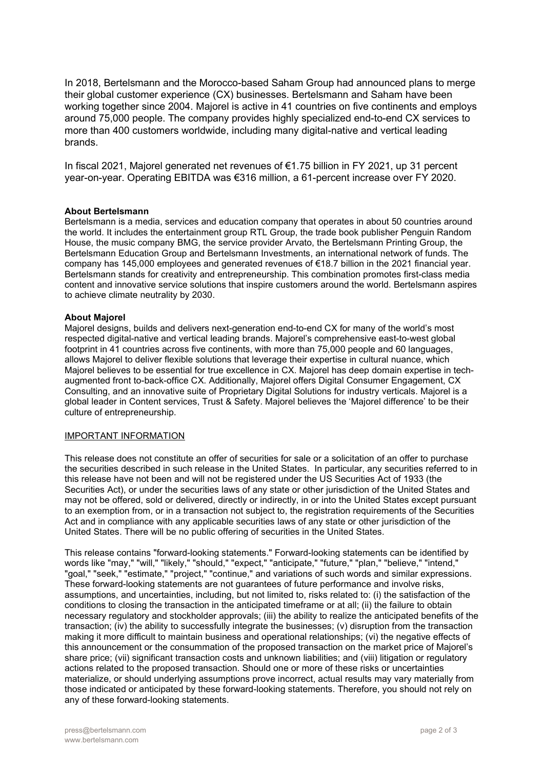In 2018, Bertelsmann and the Morocco-based Saham Group had announced plans to merge their global customer experience (CX) businesses. Bertelsmann and Saham have been working together since 2004. Majorel is active in 41 countries on five continents and employs around 75,000 people. The company provides highly specialized end-to-end CX services to more than 400 customers worldwide, including many digital-native and vertical leading brands.

In fiscal 2021, Majorel generated net revenues of €1.75 billion in FY 2021, up 31 percent year-on-year. Operating EBITDA was €316 million, a 61-percent increase over FY 2020.

**About Bertelsmann**
Bertelsmann is a media, services and education company that operates in about 50 countries around the world. It includes the entertainment group RTL Group, the trade book publisher Penguin Random House, the music company BMG, the service provider Arvato, the Bertelsmann Printing Group, the Bertelsmann Education Group and Bertelsmann Investments, an international network of funds. The company has 145,000 employees and generated revenues of €18.7 billion in the 2021 financial year. Bertelsmann stands for creativity and entrepreneurship. This combination promotes first-class media content and innovative service solutions that inspire customers around the world. Bertelsmann aspires to achieve climate neutrality by 2030.

**About Majorel**
Majorel designs, builds and delivers next-generation end-to-end CX for many of the world's most respected digital-native and vertical leading brands. Majorel's comprehensive east-to-west global footprint in 41 countries across five continents, with more than 75,000 people and 60 languages, allows Majorel to deliver flexible solutions that leverage their expertise in cultural nuance, which Majorel believes to be essential for true excellence in CX. Majorel has deep domain expertise in tech-augmented front to-back-office CX. Additionally, Majorel offers Digital Consumer Engagement, CX Consulting, and an innovative suite of Proprietary Digital Solutions for industry verticals. Majorel is a global leader in Content services, Trust & Safety. Majorel believes the 'Majorel difference' to be their culture of entrepreneurship.

<u>IMPORTANT INFORMATION</u>

This release does not constitute an offer of securities for sale or a solicitation of an offer to purchase the securities described in such release in the United States. In particular, any securities referred to in this release have not been and will not be registered under the US Securities Act of 1933 (the Securities Act), or under the securities laws of any state or other jurisdiction of the United States and may not be offered, sold or delivered, directly or indirectly, in or into the United States except pursuant to an exemption from, or in a transaction not subject to, the registration requirements of the Securities Act and in compliance with any applicable securities laws of any state or other jurisdiction of the United States. There will be no public offering of securities in the United States.

This release contains "forward-looking statements." Forward-looking statements can be identified by words like "may," "will," "likely," "should," "expect," "anticipate," "future," "plan," "believe," "intend," "goal," "seek," "estimate," "project," "continue," and variations of such words and similar expressions. These forward-looking statements are not guarantees of future performance and involve risks, assumptions, and uncertainties, including, but not limited to, risks related to: (i) the satisfaction of the conditions to closing the transaction in the anticipated timeframe or at all; (ii) the failure to obtain necessary regulatory and stockholder approvals; (iii) the ability to realize the anticipated benefits of the transaction; (iv) the ability to successfully integrate the businesses; (v) disruption from the transaction making it more difficult to maintain business and operational relationships; (vi) the negative effects of this announcement or the consummation of the proposed transaction on the market price of Majorel's share price; (vii) significant transaction costs and unknown liabilities; and (viii) litigation or regulatory actions related to the proposed transaction. Should one or more of these risks or uncertainties materialize, or should underlying assumptions prove incorrect, actual results may vary materially from those indicated or anticipated by these forward-looking statements. Therefore, you should not rely on any of these forward-looking statements.

press@bertelsmann.com
www.bertelsmann.com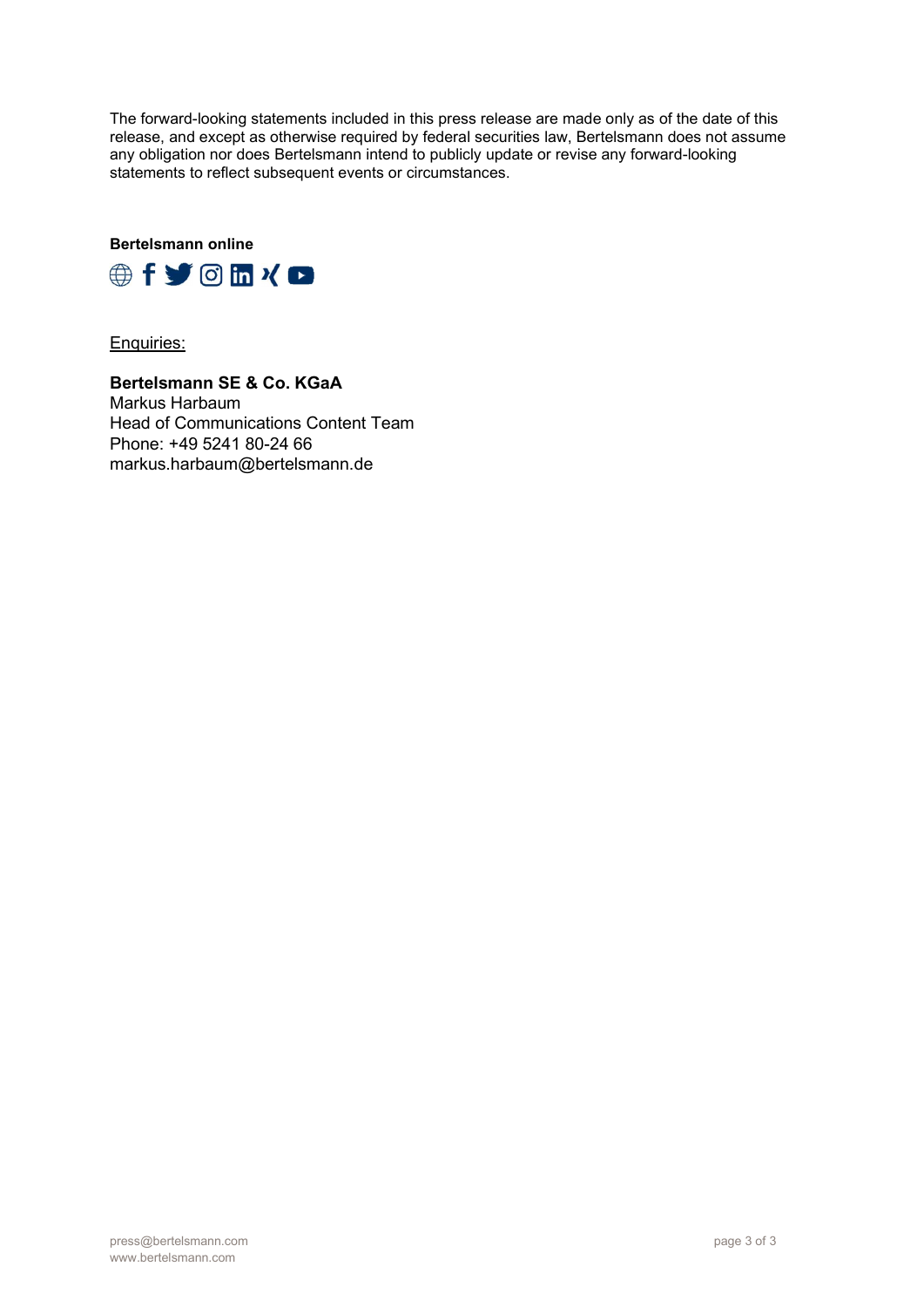The forward-looking statements included in this press release are made only as of the date of this release, and except as otherwise required by federal securities law, Bertelsmann does not assume any obligation nor does Bertelsmann intend to publicly update or revise any forward-looking statements to reflect subsequent events or circumstances.

**Bertelsmann online**

Enquiries:

**Bertelsmann SE & Co. KGaA**
Markus Harbaum
Head of Communications Content Team
Phone: +49 5241 80-24 66
markus.harbaum@bertelsmann.de